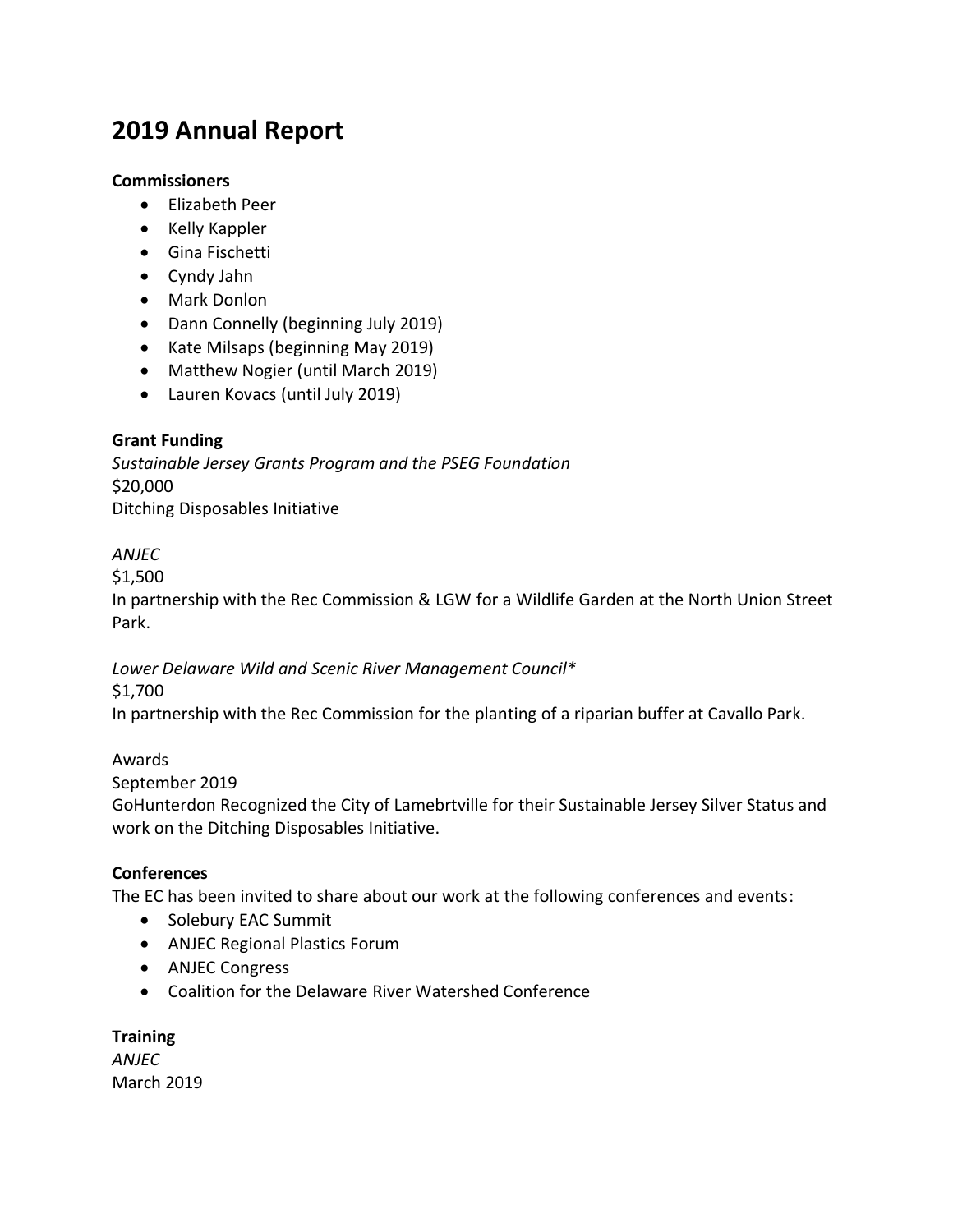# 2019 Annual Report

**Commissioners**

- Elizabeth Peer
- Kelly Kappler
- Gina Fischetti
- Cyndy Jahn
- Mark Donlon
- Dann Connelly (beginning July 2019)
- Kate Milsaps (beginning May 2019)
- Matthew Nogier (until March 2019)
- Lauren Kovacs (until July 2019)

**Grant Funding**

*Sustainable Jersey Grants Program and the PSEG Foundation*
$20,000
Ditching Disposables Initiative

*ANJEC*
$1,500
In partnership with the Rec Commission & LGW for a Wildlife Garden at the North Union Street Park.

*Lower Delaware Wild and Scenic River Management Council**
$1,700
In partnership with the Rec Commission for the planting of a riparian buffer at Cavallo Park.

Awards
September 2019
GoHunterdon Recognized the City of Lamebrtville for their Sustainable Jersey Silver Status and work on the Ditching Disposables Initiative.

**Conferences**

The EC has been invited to share about our work at the following conferences and events:

- Solebury EAC Summit
- ANJEC Regional Plastics Forum
- ANJEC Congress
- Coalition for the Delaware River Watershed Conference

**Training**

*ANJEC*
March 2019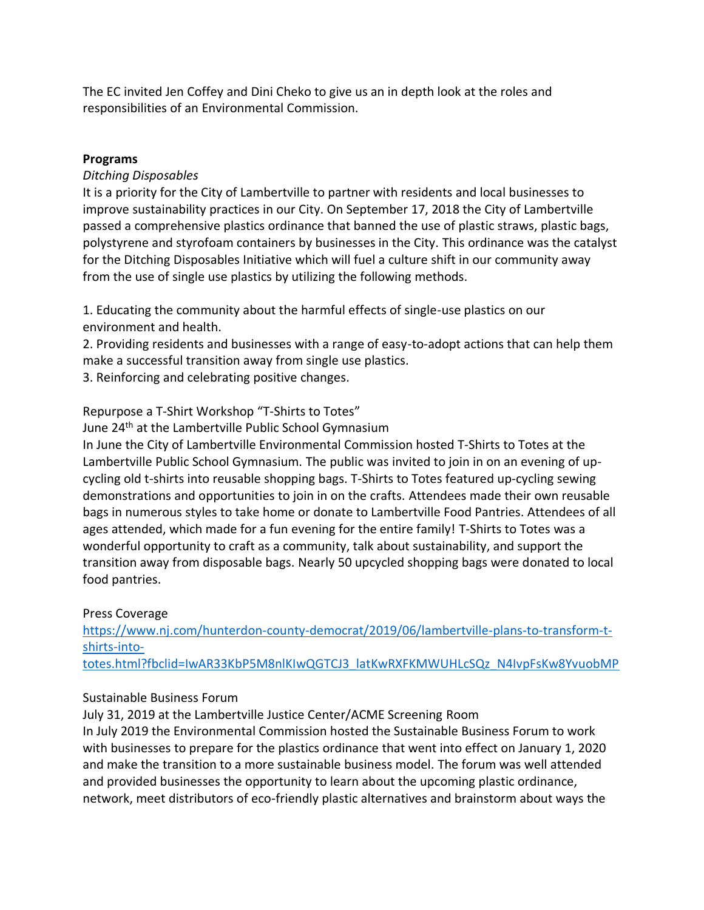The EC invited Jen Coffey and Dini Cheko to give us an in depth look at the roles and responsibilities of an Environmental Commission.

**Programs**

*Ditching Disposables*

It is a priority for the City of Lambertville to partner with residents and local businesses to improve sustainability practices in our City. On September 17, 2018 the City of Lambertville passed a comprehensive plastics ordinance that banned the use of plastic straws, plastic bags, polystyrene and styrofoam containers by businesses in the City. This ordinance was the catalyst for the Ditching Disposables Initiative which will fuel a culture shift in our community away from the use of single use plastics by utilizing the following methods.

1. Educating the community about the harmful effects of single-use plastics on our environment and health.
2. Providing residents and businesses with a range of easy-to-adopt actions that can help them make a successful transition away from single use plastics.
3. Reinforcing and celebrating positive changes.

Repurpose a T-Shirt Workshop "T-Shirts to Totes"

June 24th at the Lambertville Public School Gymnasium

In June the City of Lambertville Environmental Commission hosted T-Shirts to Totes at the Lambertville Public School Gymnasium. The public was invited to join in on an evening of up-cycling old t-shirts into reusable shopping bags. T-Shirts to Totes featured up-cycling sewing demonstrations and opportunities to join in on the crafts. Attendees made their own reusable bags in numerous styles to take home or donate to Lambertville Food Pantries. Attendees of all ages attended, which made for a fun evening for the entire family! T-Shirts to Totes was a wonderful opportunity to craft as a community, talk about sustainability, and support the transition away from disposable bags. Nearly 50 upcycled shopping bags were donated to local food pantries.

Press Coverage

https://www.nj.com/hunterdon-county-democrat/2019/06/lambertville-plans-to-transform-t-shirts-into-totes.html?fbclid=IwAR33KbP5M8nlKIwQGTCJ3_latKwRXFKMWUHLcSQz_N4IvpFsKw8YvuobMP

Sustainable Business Forum

July 31, 2019 at the Lambertville Justice Center/ACME Screening Room

In July 2019 the Environmental Commission hosted the Sustainable Business Forum to work with businesses to prepare for the plastics ordinance that went into effect on January 1, 2020 and make the transition to a more sustainable business model. The forum was well attended and provided businesses the opportunity to learn about the upcoming plastic ordinance, network, meet distributors of eco-friendly plastic alternatives and brainstorm about ways the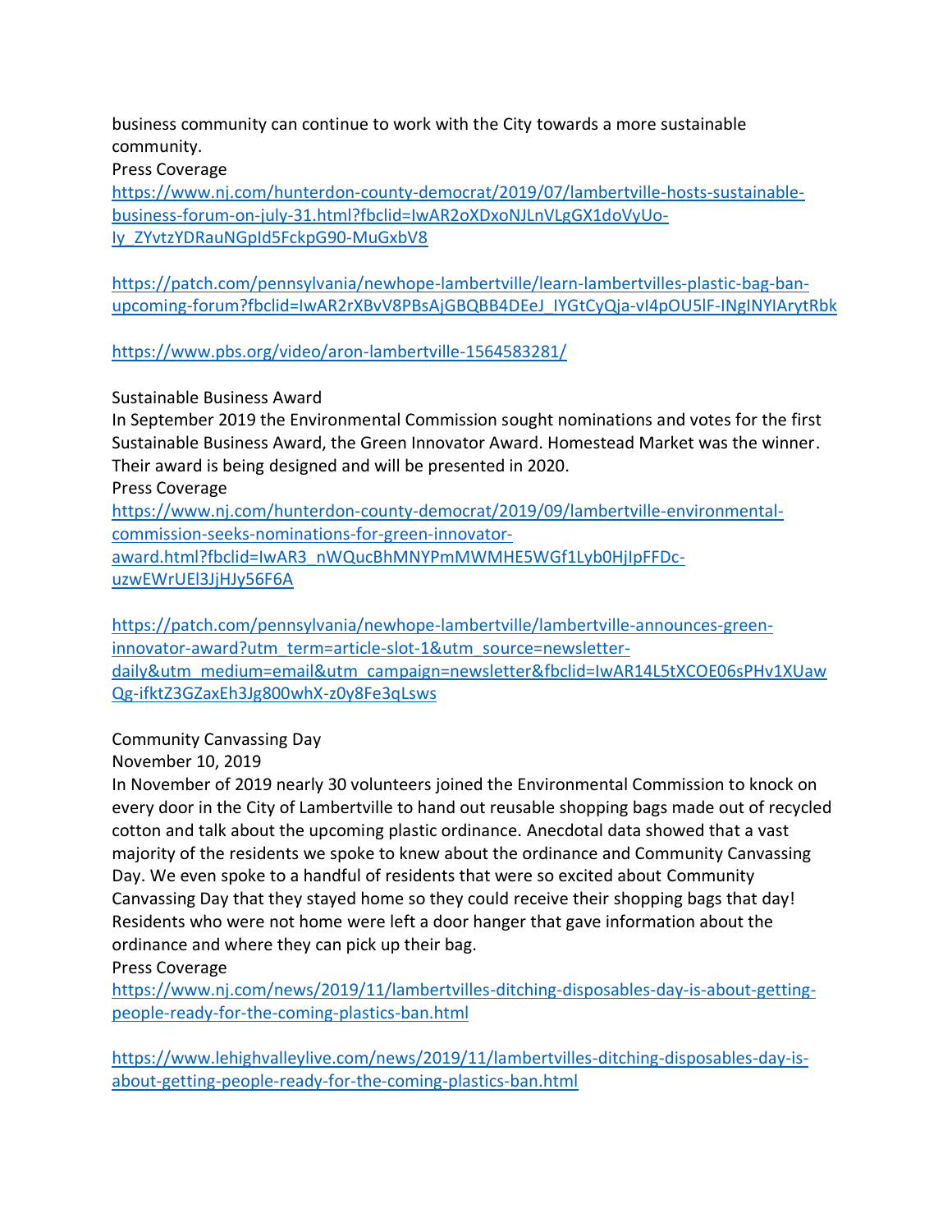business community can continue to work with the City towards a more sustainable community.

Press Coverage

https://www.nj.com/hunterdon-county-democrat/2019/07/lambertville-hosts-sustainable-business-forum-on-july-31.html?fbclid=IwAR2oXDxoNJLnVLgGX1doVyUo-Iy_ZYvtzYDRauNGpId5FckpG90-MuGxbV8

https://patch.com/pennsylvania/newhope-lambertville/learn-lambertvilles-plastic-bag-ban-upcoming-forum?fbclid=IwAR2rXBvV8PBsAjGBQBB4DEeJ_IYGtCyQja-vI4pOU5lF-INgINYIArytRbk

https://www.pbs.org/video/aron-lambertville-1564583281/

Sustainable Business Award

In September 2019 the Environmental Commission sought nominations and votes for the first Sustainable Business Award, the Green Innovator Award. Homestead Market was the winner. Their award is being designed and will be presented in 2020.

Press Coverage

https://www.nj.com/hunterdon-county-democrat/2019/09/lambertville-environmental-commission-seeks-nominations-for-green-innovator-award.html?fbclid=IwAR3_nWQucBhMNYPmMWMHE5WGf1Lyb0HjIpFFDc-uzwEWrUEl3JjHJy56F6A

https://patch.com/pennsylvania/newhope-lambertville/lambertville-announces-green-innovator-award?utm_term=article-slot-1&utm_source=newsletter-daily&utm_medium=email&utm_campaign=newsletter&fbclid=IwAR14L5tXCOE06sPHv1XUawQg-ifktZ3GZaxEh3Jg800whX-z0y8Fe3qLsws

Community Canvassing Day

November 10, 2019

In November of 2019 nearly 30 volunteers joined the Environmental Commission to knock on every door in the City of Lambertville to hand out reusable shopping bags made out of recycled cotton and talk about the upcoming plastic ordinance. Anecdotal data showed that a vast majority of the residents we spoke to knew about the ordinance and Community Canvassing Day. We even spoke to a handful of residents that were so excited about Community Canvassing Day that they stayed home so they could receive their shopping bags that day! Residents who were not home were left a door hanger that gave information about the ordinance and where they can pick up their bag.

Press Coverage

https://www.nj.com/news/2019/11/lambertvilles-ditching-disposables-day-is-about-getting-people-ready-for-the-coming-plastics-ban.html

https://www.lehighvalleylive.com/news/2019/11/lambertvilles-ditching-disposables-day-is-about-getting-people-ready-for-the-coming-plastics-ban.html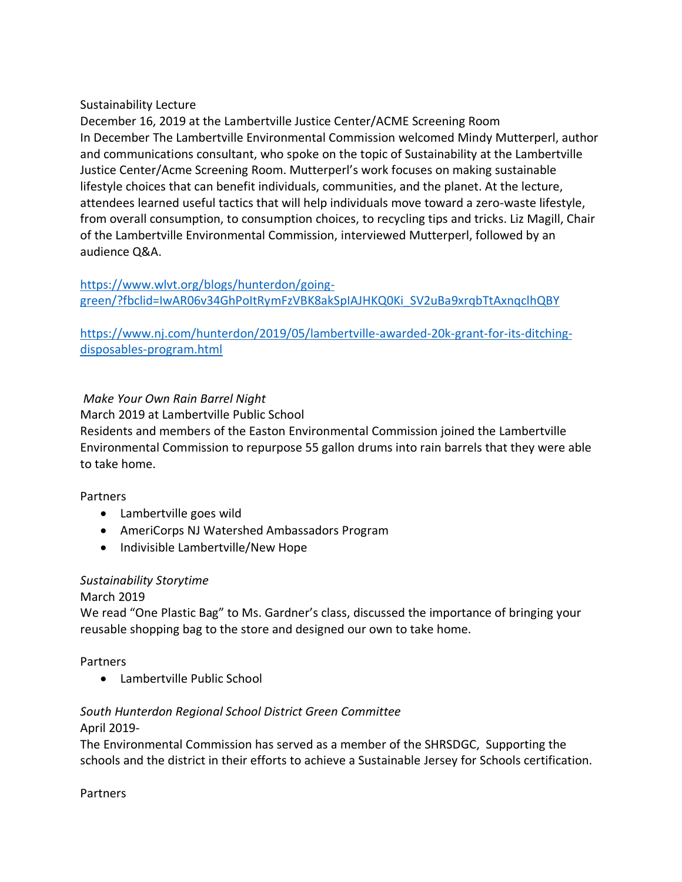Sustainability Lecture

December 16, 2019 at the Lambertville Justice Center/ACME Screening Room

In December The Lambertville Environmental Commission welcomed Mindy Mutterperl, author and communications consultant, who spoke on the topic of Sustainability at the Lambertville Justice Center/Acme Screening Room. Mutterperl's work focuses on making sustainable lifestyle choices that can benefit individuals, communities, and the planet. At the lecture, attendees learned useful tactics that will help individuals move toward a zero-waste lifestyle, from overall consumption, to consumption choices, to recycling tips and tricks. Liz Magill, Chair of the Lambertville Environmental Commission, interviewed Mutterperl, followed by an audience Q&A.

https://www.wlvt.org/blogs/hunterdon/going-green/?fbclid=IwAR06v34GhPoItRymFzVBK8akSpIAJHKQ0Ki_SV2uBa9xrqbTtAxnqclhQBY

https://www.nj.com/hunterdon/2019/05/lambertville-awarded-20k-grant-for-its-ditching-disposables-program.html

*Make Your Own Rain Barrel Night*

March 2019 at Lambertville Public School

Residents and members of the Easton Environmental Commission joined the Lambertville Environmental Commission to repurpose 55 gallon drums into rain barrels that they were able to take home.

Partners

- Lambertville goes wild
- AmeriCorps NJ Watershed Ambassadors Program
- Indivisible Lambertville/New Hope

*Sustainability Storytime*

March 2019

We read "One Plastic Bag" to Ms. Gardner's class, discussed the importance of bringing your reusable shopping bag to the store and designed our own to take home.

Partners

- Lambertville Public School

*South Hunterdon Regional School District Green Committee*

April 2019-

The Environmental Commission has served as a member of the SHRSDGC, Supporting the schools and the district in their efforts to achieve a Sustainable Jersey for Schools certification.

Partners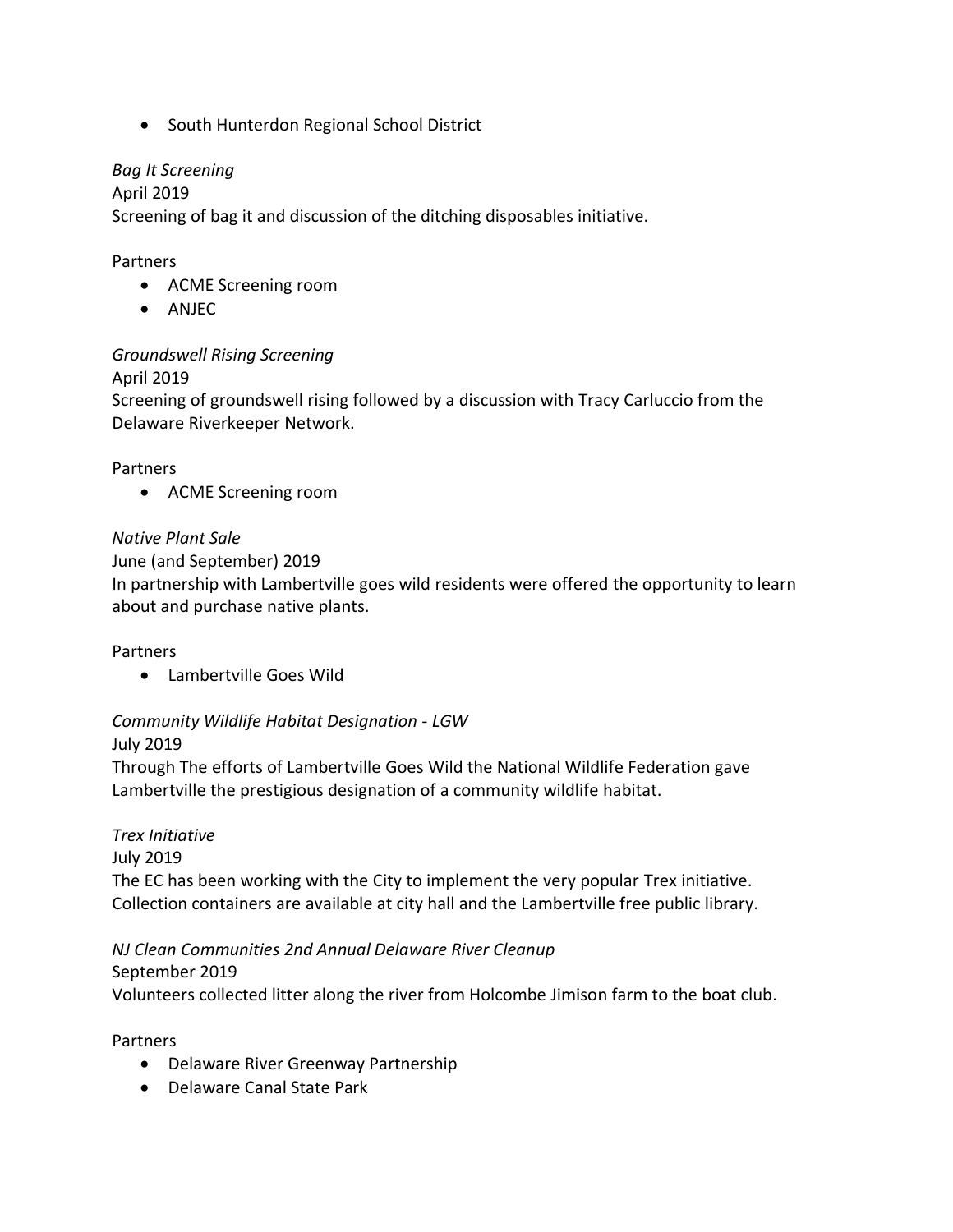- South Hunterdon Regional School District

*Bag It Screening*
April 2019
Screening of bag it and discussion of the ditching disposables initiative.

Partners

- ACME Screening room
- ANJEC

*Groundswell Rising Screening*
April 2019
Screening of groundswell rising followed by a discussion with Tracy Carluccio from the Delaware Riverkeeper Network.

Partners

- ACME Screening room

*Native Plant Sale*
June (and September) 2019
In partnership with Lambertville goes wild residents were offered the opportunity to learn about and purchase native plants.

Partners

- Lambertville Goes Wild

*Community Wildlife Habitat Designation - LGW*
July 2019
Through The efforts of Lambertville Goes Wild the National Wildlife Federation gave Lambertville the prestigious designation of a community wildlife habitat.

*Trex Initiative*
July 2019
The EC has been working with the City to implement the very popular Trex initiative. Collection containers are available at city hall and the Lambertville free public library.

*NJ Clean Communities 2nd Annual Delaware River Cleanup*
September 2019
Volunteers collected litter along the river from Holcombe Jimison farm to the boat club.

Partners

- Delaware River Greenway Partnership
- Delaware Canal State Park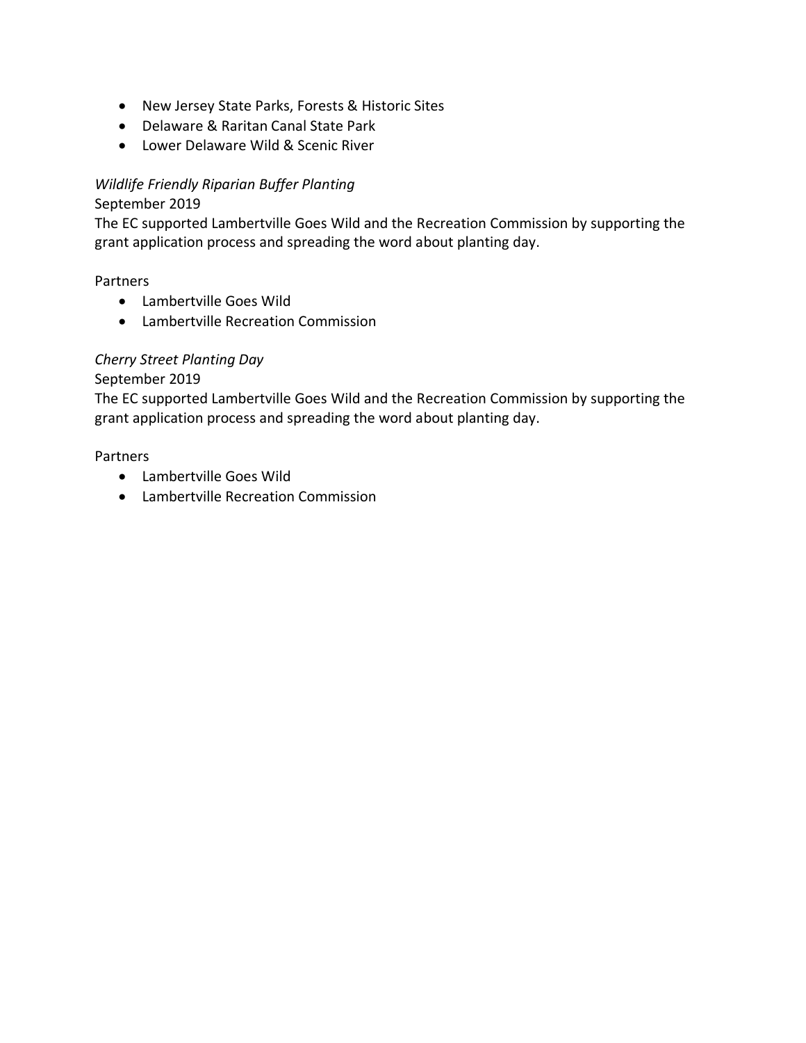- New Jersey State Parks, Forests & Historic Sites
- Delaware & Raritan Canal State Park
- Lower Delaware Wild & Scenic River

*Wildlife Friendly Riparian Buffer Planting*

September 2019

The EC supported Lambertville Goes Wild and the Recreation Commission by supporting the grant application process and spreading the word about planting day.

Partners

- Lambertville Goes Wild
- Lambertville Recreation Commission

*Cherry Street Planting Day*

September 2019

The EC supported Lambertville Goes Wild and the Recreation Commission by supporting the grant application process and spreading the word about planting day.

Partners

- Lambertville Goes Wild
- Lambertville Recreation Commission